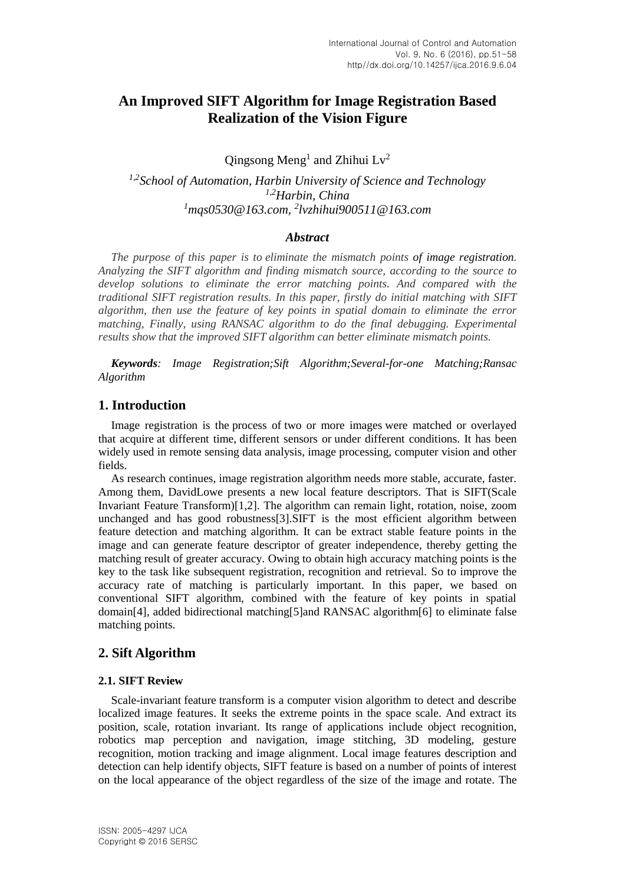# An Improved SIFT Algorithm for Image Registration Based Realization of the Vision Figure

Qingsong Meng[1] and Zhihui Lv[2]

*[1,2]School of Automation, Harbin University of Science and Technology*
*[1,2]Harbin, China*
*[1]mqs0530@163.com, [2]lvzhihui900511@163.com*

### *Abstract*

*The purpose of this paper is to eliminate the mismatch points of image registration. Analyzing the SIFT algorithm and finding mismatch source, according to the source to develop solutions to eliminate the error matching points. And compared with the traditional SIFT registration results. In this paper, firstly do initial matching with SIFT algorithm, then use the feature of key points in spatial domain to eliminate the error matching, Finally, using RANSAC algorithm to do the final debugging. Experimental results show that the improved SIFT algorithm can better eliminate mismatch points.*

***Keywords****: Image Registration;Sift Algorithm;Several-for-one Matching;Ransac Algorithm*

## 1. Introduction

Image registration is the process of two or more images were matched or overlayed that acquire at different time, different sensors or under different conditions. It has been widely used in remote sensing data analysis, image processing, computer vision and other fields.

As research continues, image registration algorithm needs more stable, accurate, faster. Among them, DavidLowe presents a new local feature descriptors. That is SIFT(Scale Invariant Feature Transform)[1,2]. The algorithm can remain light, rotation, noise, zoom unchanged and has good robustness[3].SIFT is the most efficient algorithm between feature detection and matching algorithm. It can be extract stable feature points in the image and can generate feature descriptor of greater independence, thereby getting the matching result of greater accuracy. Owing to obtain high accuracy matching points is the key to the task like subsequent registration, recognition and retrieval. So to improve the accuracy rate of matching is particularly important. In this paper, we based on conventional SIFT algorithm, combined with the feature of key points in spatial domain[4], added bidirectional matching[5]and RANSAC algorithm[6] to eliminate false matching points.

## 2. Sift Algorithm

### 2.1. SIFT Review

Scale-invariant feature transform is a computer vision algorithm to detect and describe localized image features. It seeks the extreme points in the space scale. And extract its position, scale, rotation invariant. Its range of applications include object recognition, robotics map perception and navigation, image stitching, 3D modeling, gesture recognition, motion tracking and image alignment. Local image features description and detection can help identify objects, SIFT feature is based on a number of points of interest on the local appearance of the object regardless of the size of the image and rotate. The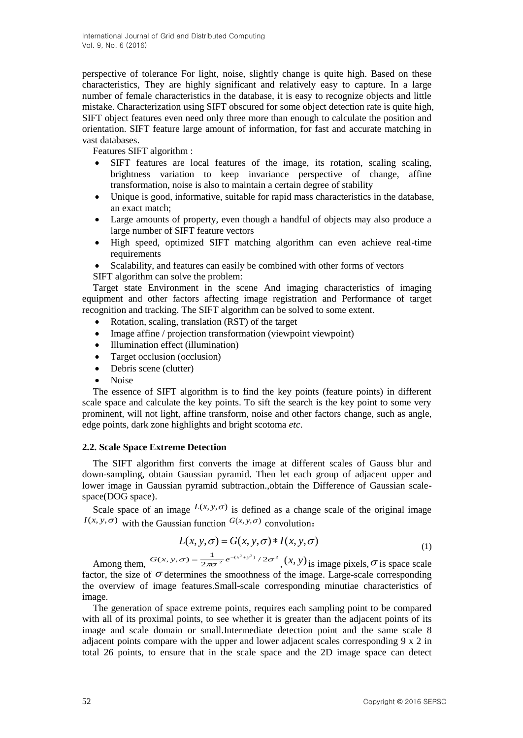perspective of tolerance For light, noise, slightly change is quite high. Based on these characteristics, They are highly significant and relatively easy to capture. In a large number of female characteristics in the database, it is easy to recognize objects and little mistake. Characterization using SIFT obscured for some object detection rate is quite high, SIFT object features even need only three more than enough to calculate the position and orientation. SIFT feature large amount of information, for fast and accurate matching in vast databases.

Features SIFT algorithm :

- SIFT features are local features of the image, its rotation, scaling scaling, brightness variation to keep invariance perspective of change, affine transformation, noise is also to maintain a certain degree of stability
- Unique is good, informative, suitable for rapid mass characteristics in the database, an exact match;
- Large amounts of property, even though a handful of objects may also produce a large number of SIFT feature vectors
- High speed, optimized SIFT matching algorithm can even achieve real-time requirements
- Scalability, and features can easily be combined with other forms of vectors

SIFT algorithm can solve the problem:

Target state Environment in the scene And imaging characteristics of imaging equipment and other factors affecting image registration and Performance of target recognition and tracking. The SIFT algorithm can be solved to some extent.

- Rotation, scaling, translation (RST) of the target
- Image affine / projection transformation (viewpoint viewpoint)
- Illumination effect (illumination)
- Target occlusion (occlusion)
- Debris scene (clutter)
- Noise

The essence of SIFT algorithm is to find the key points (feature points) in different scale space and calculate the key points. To sift the search is the key point to some very prominent, will not light, affine transform, noise and other factors change, such as angle, edge points, dark zone highlights and bright scotoma *etc*.

### 2.2. Scale Space Extreme Detection

The SIFT algorithm first converts the image at different scales of Gauss blur and down-sampling, obtain Gaussian pyramid. Then let each group of adjacent upper and lower image in Gaussian pyramid subtraction.,obtain the Difference of Gaussian scale-space(DOG space).

Scale space of an image $L(x, y, \sigma)$ is defined as a change scale of the original image $I(x, y, \sigma)$ with the Gaussian function $G(x, y, \sigma)$ convolution：

$$L(x, y, \sigma) = G(x, y, \sigma) * I(x, y, \sigma) \tag{1}$$

Among them, $G(x, y, \sigma) = \frac{1}{2\pi\sigma^2} e^{-(x^2+y^2)/2\sigma^2}$, $(x, y)$ is image pixels, $\sigma$ is space scale factor, the size of $\sigma$ determines the smoothness of the image. Large-scale corresponding the overview of image features.Small-scale corresponding minutiae characteristics of image.

The generation of space extreme points, requires each sampling point to be compared with all of its proximal points, to see whether it is greater than the adjacent points of its image and scale domain or small.Intermediate detection point and the same scale 8 adjacent points compare with the upper and lower adjacent scales corresponding 9 x 2 in total 26 points, to ensure that in the scale space and the 2D image space can detect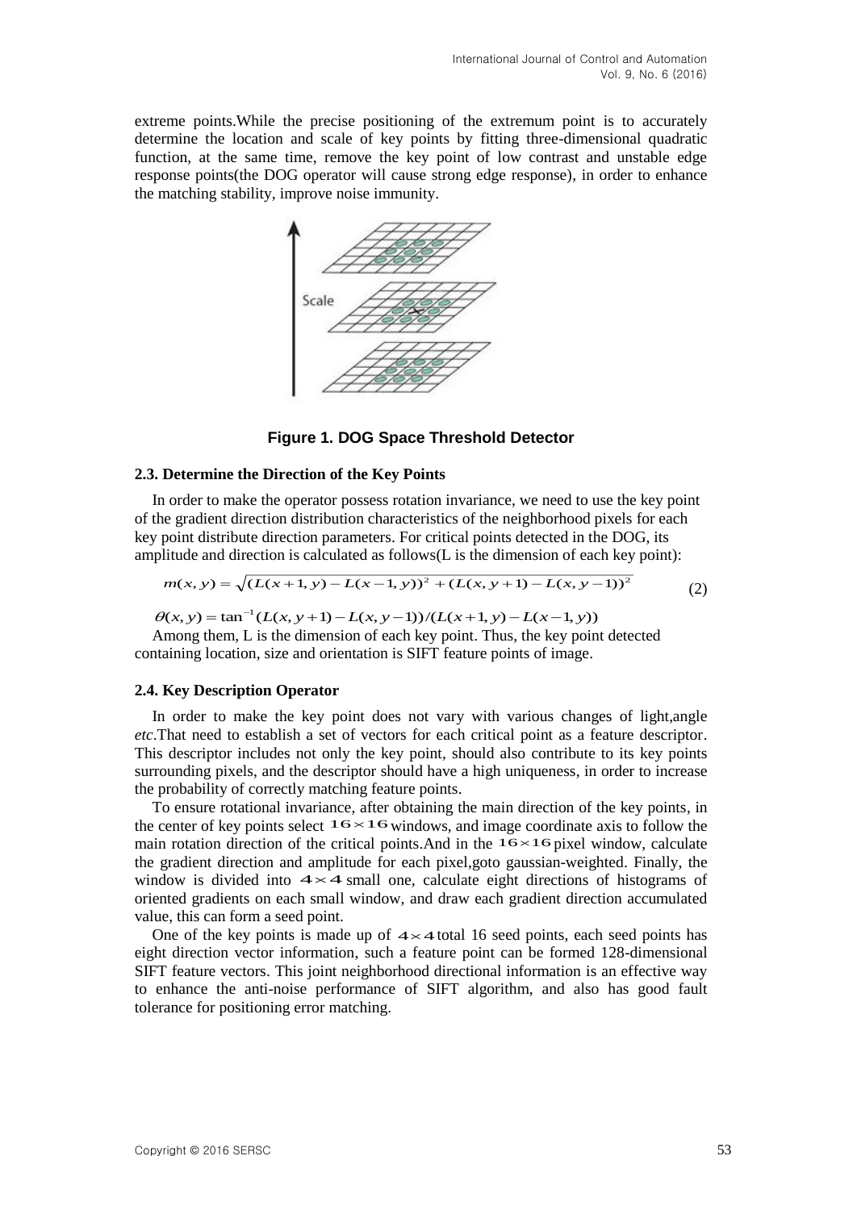extreme points.While the precise positioning of the extremum point is to accurately determine the location and scale of key points by fitting three-dimensional quadratic function, at the same time, remove the key point of low contrast and unstable edge response points(the DOG operator will cause strong edge response), in order to enhance the matching stability, improve noise immunity.

**Figure 1. DOG Space Threshold Detector**

### 2.3. Determine the Direction of the Key Points

In order to make the operator possess rotation invariance, we need to use the key point of the gradient direction distribution characteristics of the neighborhood pixels for each key point distribute direction parameters. For critical points detected in the DOG, its amplitude and direction is calculated as follows(L is the dimension of each key point):

$$m(x,y)=\sqrt{(L(x+1,y)-L(x-1,y))^2+(L(x,y+1)-L(x,y-1))^2} \tag{2}$$

$$\theta(x,y)=\tan^{-1}(L(x,y+1)-L(x,y-1))/(L(x+1,y)-L(x-1,y))$$

Among them, L is the dimension of each key point. Thus, the key point detected containing location, size and orientation is SIFT feature points of image.

### 2.4. Key Description Operator

In order to make the key point does not vary with various changes of light,angle *etc*.That need to establish a set of vectors for each critical point as a feature descriptor. This descriptor includes not only the key point, should also contribute to its key points surrounding pixels, and the descriptor should have a high uniqueness, in order to increase the probability of correctly matching feature points.

To ensure rotational invariance, after obtaining the main direction of the key points, in the center of key points select $16\times16$ windows, and image coordinate axis to follow the main rotation direction of the critical points.And in the $16\times16$ pixel window, calculate the gradient direction and amplitude for each pixel,goto gaussian-weighted. Finally, the window is divided into $4\times4$ small one, calculate eight directions of histograms of oriented gradients on each small window, and draw each gradient direction accumulated value, this can form a seed point.

One of the key points is made up of $4\times4$ total 16 seed points, each seed points has eight direction vector information, such a feature point can be formed 128-dimensional SIFT feature vectors. This joint neighborhood directional information is an effective way to enhance the anti-noise performance of SIFT algorithm, and also has good fault tolerance for positioning error matching.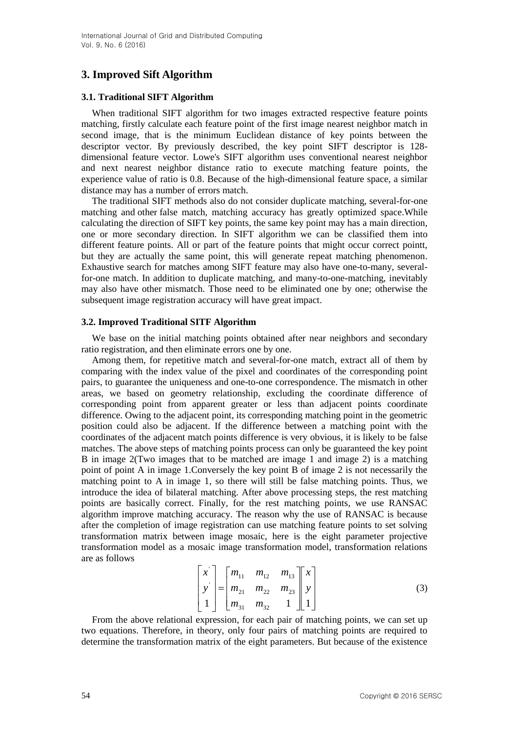## 3. Improved Sift Algorithm

### 3.1. Traditional SIFT Algorithm

When traditional SIFT algorithm for two images extracted respective feature points matching, firstly calculate each feature point of the first image nearest neighbor match in second image, that is the minimum Euclidean distance of key points between the descriptor vector. By previously described, the key point SIFT descriptor is 128-dimensional feature vector. Lowe's SIFT algorithm uses conventional nearest neighbor and next nearest neighbor distance ratio to execute matching feature points, the experience value of ratio is 0.8. Because of the high-dimensional feature space, a similar distance may has a number of errors match.

The traditional SIFT methods also do not consider duplicate matching, several-for-one matching and other false match, matching accuracy has greatly optimized space.While calculating the direction of SIFT key points, the same key point may has a main direction, one or more secondary direction. In SIFT algorithm we can be classified them into different feature points. All or part of the feature points that might occur correct pointt, but they are actually the same point, this will generate repeat matching phenomenon. Exhaustive search for matches among SIFT feature may also have one-to-many, several-for-one match. In addition to duplicate matching, and many-to-one-matching, inevitably may also have other mismatch. Those need to be eliminated one by one; otherwise the subsequent image registration accuracy will have great impact.

### 3.2. Improved Traditional SITF Algorithm

We base on the initial matching points obtained after near neighbors and secondary ratio registration, and then eliminate errors one by one.

Among them, for repetitive match and several-for-one match, extract all of them by comparing with the index value of the pixel and coordinates of the corresponding point pairs, to guarantee the uniqueness and one-to-one correspondence. The mismatch in other areas, we based on geometry relationship, excluding the coordinate difference of corresponding point from apparent greater or less than adjacent points coordinate difference. Owing to the adjacent point, its corresponding matching point in the geometric position could also be adjacent. If the difference between a matching point with the coordinates of the adjacent match points difference is very obvious, it is likely to be false matches. The above steps of matching points process can only be guaranteed the key point B in image 2(Two images that to be matched are image 1 and image 2) is a matching point of point A in image 1.Conversely the key point B of image 2 is not necessarily the matching point to A in image 1, so there will still be false matching points. Thus, we introduce the idea of bilateral matching. After above processing steps, the rest matching points are basically correct. Finally, for the rest matching points, we use RANSAC algorithm improve matching accuracy. The reason why the use of RANSAC is because after the completion of image registration can use matching feature points to set solving transformation matrix between image mosaic, here is the eight parameter projective transformation model as a mosaic image transformation model, transformation relations are as follows

$$\begin{bmatrix} x' \\ y' \\ 1 \end{bmatrix} = \begin{bmatrix} m_{11} & m_{12} & m_{13} \\ m_{21} & m_{22} & m_{23} \\ m_{31} & m_{32} & 1 \end{bmatrix} \begin{bmatrix} x \\ y \\ 1 \end{bmatrix} \tag{3}$$

From the above relational expression, for each pair of matching points, we can set up two equations. Therefore, in theory, only four pairs of matching points are required to determine the transformation matrix of the eight parameters. But because of the existence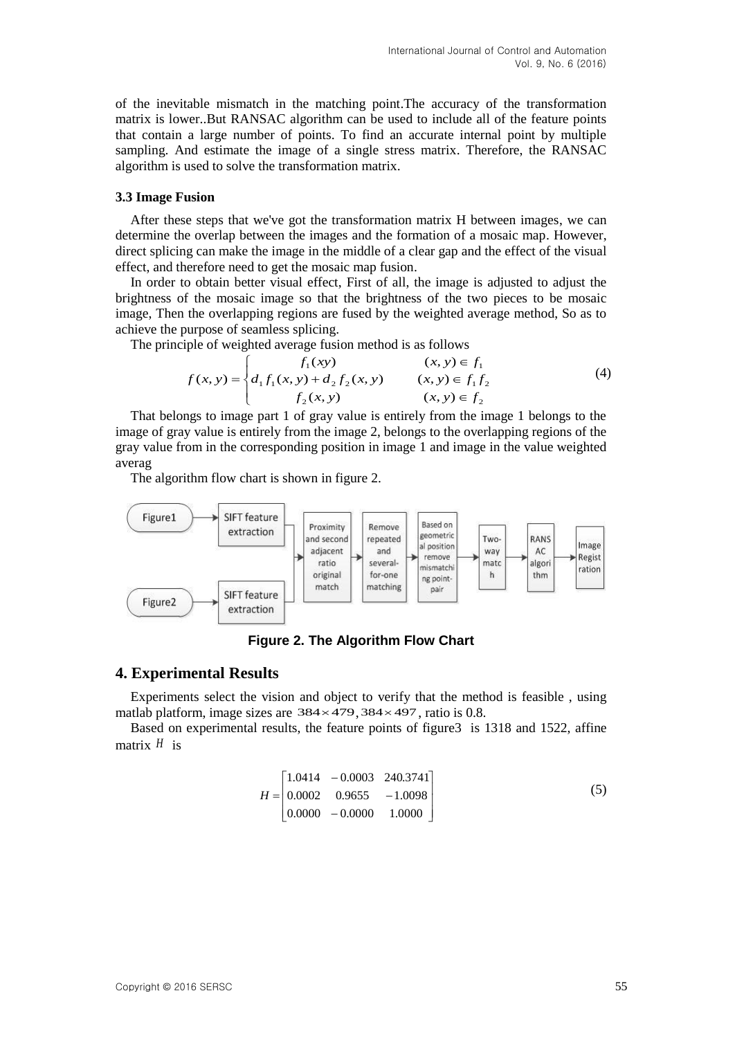of the inevitable mismatch in the matching point.The accuracy of the transformation matrix is lower..But RANSAC algorithm can be used to include all of the feature points that contain a large number of points. To find an accurate internal point by multiple sampling. And estimate the image of a single stress matrix. Therefore, the RANSAC algorithm is used to solve the transformation matrix.

### 3.3 Image Fusion

After these steps that we've got the transformation matrix H between images, we can determine the overlap between the images and the formation of a mosaic map. However, direct splicing can make the image in the middle of a clear gap and the effect of the visual effect, and therefore need to get the mosaic map fusion.

In order to obtain better visual effect, First of all, the image is adjusted to adjust the brightness of the mosaic image so that the brightness of the two pieces to be mosaic image, Then the overlapping regions are fused by the weighted average method, So as to achieve the purpose of seamless splicing.

The principle of weighted average fusion method is as follows

$$f(x,y)=\begin{cases} f_1(xy) & (x,y)\in f_1 \\ d_1 f_1(x,y)+d_2 f_2(x,y) & (x,y)\in f_1 f_2 \\ f_2(x,y) & (x,y)\in f_2 \end{cases} \quad (4)$$

That belongs to image part 1 of gray value is entirely from the image 1 belongs to the image of gray value is entirely from the image 2, belongs to the overlapping regions of the gray value from in the corresponding position in image 1 and image in the value weighted averag

The algorithm flow chart is shown in figure 2.

Figure1 → SIFT feature extraction; Figure2 → SIFT feature extraction → Proximity and second adjacent ratio original match → Remove repeated and several-for-one matching → Based on geometrical position remove mismatching point-pair → Two-way match → RANSAC algorithm → Image Registration

**Figure 2. The Algorithm Flow Chart**

## 4. Experimental Results

Experiments select the vision and object to verify that the method is feasible , using matlab platform, image sizes are $384\times 479, 384\times 497$, ratio is 0.8.

Based on experimental results, the feature points of figure3 is 1318 and 1522, affine matrix $H$ is

$$H=\begin{bmatrix} 1.0414 & -0.0003 & 240.3741 \\ 0.0002 & 0.9655 & -1.0098 \\ 0.0000 & -0.0000 & 1.0000 \end{bmatrix} \quad (5)$$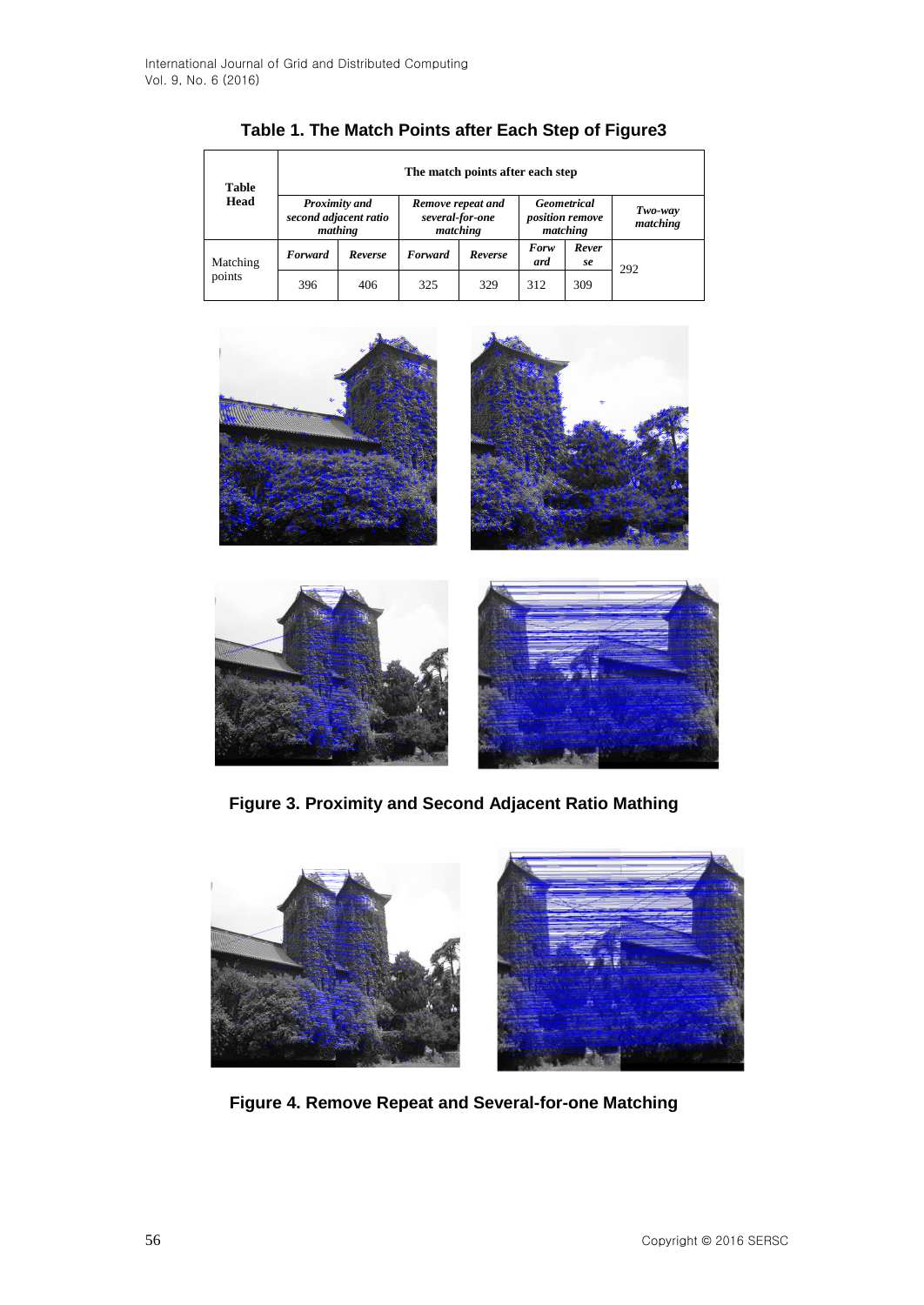**Table 1. The Match Points after Each Step of Figure3**

| Table Head | The match points after each step | | | | | | |
|---|---|---|---|---|---|---|---|
| | *Proximity and second adjacent ratio mathing* | | *Remove repeat and several-for-one matching* | | *Geometrical position remove matching* | | *Two-way matching* |
| Matching points | ***Forward*** | ***Reverse*** | ***Forward*** | ***Reverse*** | ***Forward*** | ***Reverse*** | 292 |
| | 396 | 406 | 325 | 329 | 312 | 309 | |

**Figure 3. Proximity and Second Adjacent Ratio Mathing**

**Figure 4. Remove Repeat and Several-for-one Matching**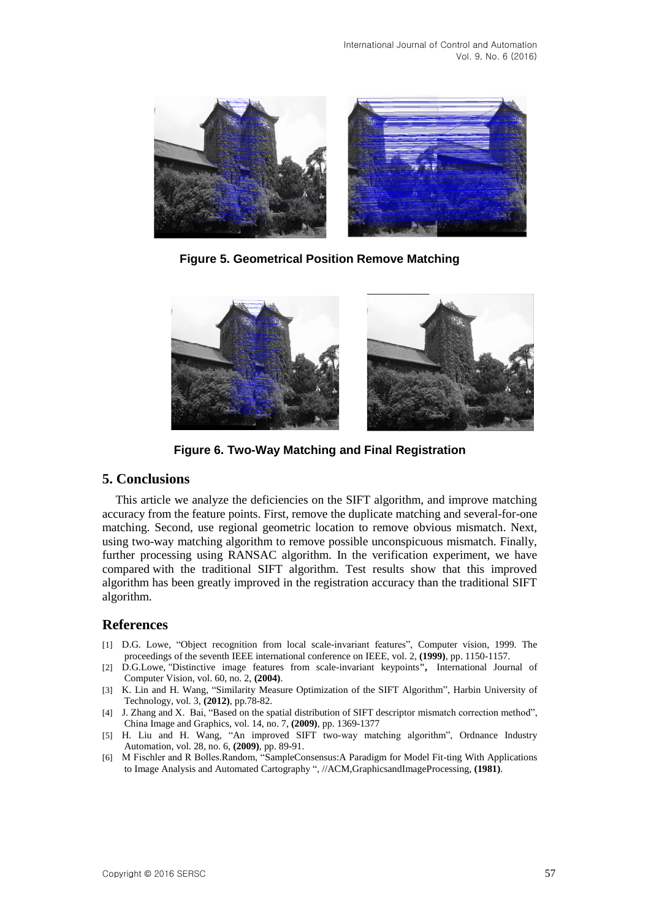Figure 5. Geometrical Position Remove Matching

Figure 6. Two-Way Matching and Final Registration

## 5. Conclusions

This article we analyze the deficiencies on the SIFT algorithm, and improve matching accuracy from the feature points. First, remove the duplicate matching and several-for-one matching. Second, use regional geometric location to remove obvious mismatch. Next, using two-way matching algorithm to remove possible unconspicuous mismatch. Finally, further processing using RANSAC algorithm. In the verification experiment, we have compared with the traditional SIFT algorithm. Test results show that this improved algorithm has been greatly improved in the registration accuracy than the traditional SIFT algorithm.

## References

[1] D.G. Lowe, "Object recognition from local scale-invariant features", Computer vision, 1999. The proceedings of the seventh IEEE international conference on IEEE, vol. 2, **(1999)**, pp. 1150-1157.

[2] D.G.Lowe, "Distinctive image features from scale-invariant keypoints", International Journal of Computer Vision, vol. 60, no. 2, **(2004)**.

[3] K. Lin and H. Wang, "Similarity Measure Optimization of the SIFT Algorithm", Harbin University of Technology, vol. 3, **(2012)**, pp.78-82.

[4] J. Zhang and X. Bai, "Based on the spatial distribution of SIFT descriptor mismatch correction method", China Image and Graphics, vol. 14, no. 7, **(2009)**, pp. 1369-1377

[5] H. Liu and H. Wang, "An improved SIFT two-way matching algorithm", Ordnance Industry Automation, vol. 28, no. 6, **(2009)**, pp. 89-91.

[6] M Fischler and R Bolles.Random, "SampleConsensus:A Paradigm for Model Fit-ting With Applications to Image Analysis and Automated Cartography ", //ACM,GraphicsandImageProcessing, **(1981)**.